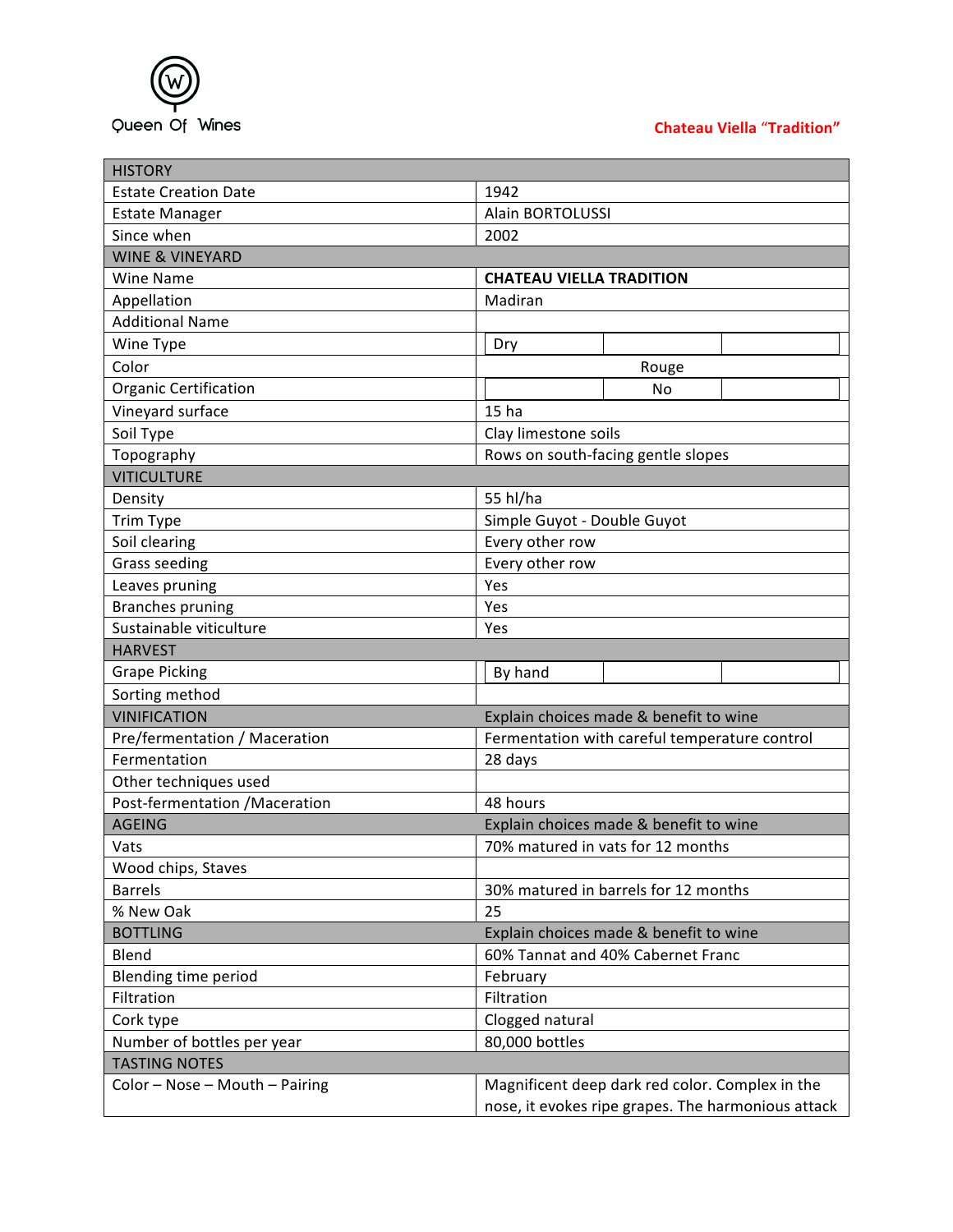Queen Of Wines

**Chateau Viella "Tradition"**

| HISTORY | |
|---|---|
| Estate Creation Date | 1942 |
| Estate Manager | Alain BORTOLUSSI |
| Since when | 2002 |
| **WINE & VINEYARD** | |
| Wine Name | **CHATEAU VIELLA TRADITION** |
| Appellation | Madiran |
| Additional Name | |
| Wine Type | Dry |
| Color | Rouge |
| Organic Certification | No |
| Vineyard surface | 15 ha |
| Soil Type | Clay limestone soils |
| Topography | Rows on south-facing gentle slopes |
| **VITICULTURE** | |
| Density | 55 hl/ha |
| Trim Type | Simple Guyot - Double Guyot |
| Soil clearing | Every other row |
| Grass seeding | Every other row |
| Leaves pruning | Yes |
| Branches pruning | Yes |
| Sustainable viticulture | Yes |
| **HARVEST** | |
| Grape Picking | By hand |
| Sorting method | |
| **VINIFICATION** | Explain choices made & benefit to wine |
| Pre/fermentation / Maceration | Fermentation with careful temperature control |
| Fermentation | 28 days |
| Other techniques used | |
| Post-fermentation /Maceration | 48 hours |
| **AGEING** | Explain choices made & benefit to wine |
| Vats | 70% matured in vats for 12 months |
| Wood chips, Staves | |
| Barrels | 30% matured in barrels for 12 months |
| % New Oak | 25 |
| **BOTTLING** | Explain choices made & benefit to wine |
| Blend | 60% Tannat and 40% Cabernet Franc |
| Blending time period | February |
| Filtration | Filtration |
| Cork type | Clogged natural |
| Number of bottles per year | 80,000 bottles |
| **TASTING NOTES** | |
| Color – Nose – Mouth – Pairing | Magnificent deep dark red color. Complex in the nose, it evokes ripe grapes. The harmonious attack |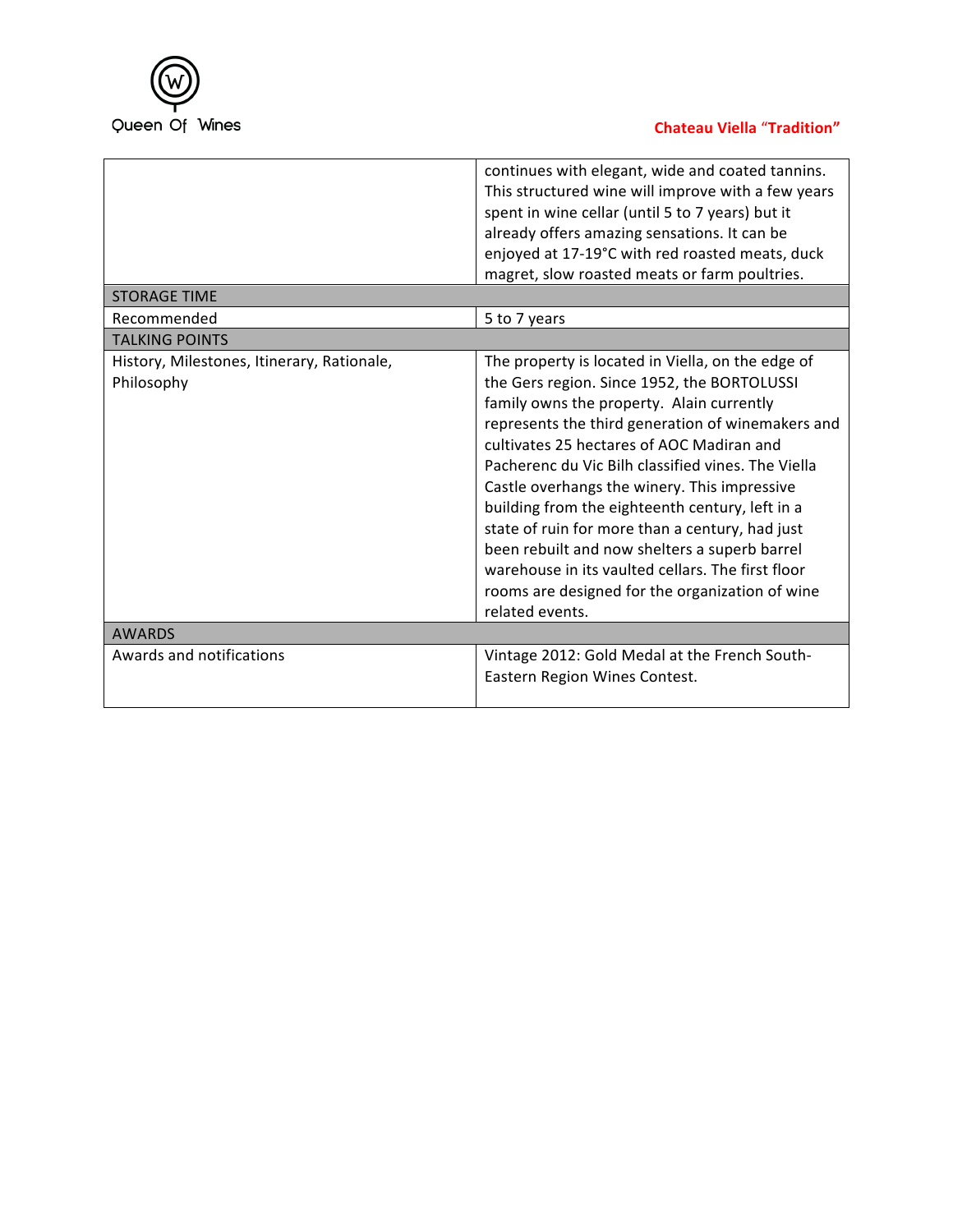| | |
|---|---|
| | continues with elegant, wide and coated tannins. This structured wine will improve with a few years spent in wine cellar (until 5 to 7 years) but it already offers amazing sensations. It can be enjoyed at 17-19°C with red roasted meats, duck magret, slow roasted meats or farm poultries. |
| STORAGE TIME | |
| Recommended | 5 to 7 years |
| TALKING POINTS | |
| History, Milestones, Itinerary, Rationale, Philosophy | The property is located in Viella, on the edge of the Gers region. Since 1952, the BORTOLUSSI family owns the property. Alain currently represents the third generation of winemakers and cultivates 25 hectares of AOC Madiran and Pacherenc du Vic Bilh classified vines. The Viella Castle overhangs the winery. This impressive building from the eighteenth century, left in a state of ruin for more than a century, had just been rebuilt and now shelters a superb barrel warehouse in its vaulted cellars. The first floor rooms are designed for the organization of wine related events. |
| AWARDS | |
| Awards and notifications | Vintage 2012: Gold Medal at the French South-Eastern Region Wines Contest. |